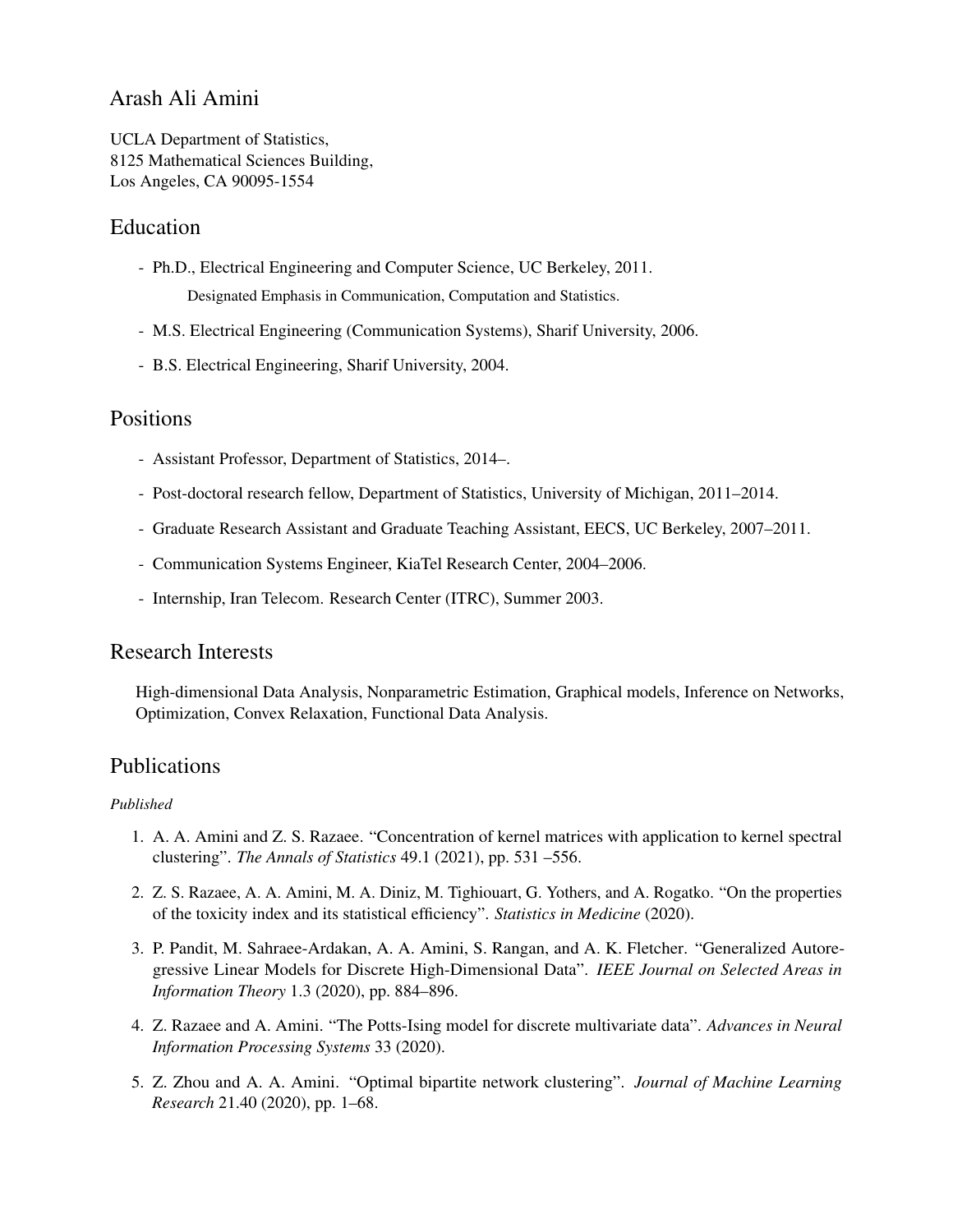# Arash Ali Amini

UCLA Department of Statistics,
8125 Mathematical Sciences Building,
Los Angeles, CA 90095-1554

## Education

- Ph.D., Electrical Engineering and Computer Science, UC Berkeley, 2011.
  Designated Emphasis in Communication, Computation and Statistics.
- M.S. Electrical Engineering (Communication Systems), Sharif University, 2006.
- B.S. Electrical Engineering, Sharif University, 2004.

## Positions

- Assistant Professor, Department of Statistics, 2014–.
- Post-doctoral research fellow, Department of Statistics, University of Michigan, 2011–2014.
- Graduate Research Assistant and Graduate Teaching Assistant, EECS, UC Berkeley, 2007–2011.
- Communication Systems Engineer, KiaTel Research Center, 2004–2006.
- Internship, Iran Telecom. Research Center (ITRC), Summer 2003.

## Research Interests

High-dimensional Data Analysis, Nonparametric Estimation, Graphical models, Inference on Networks, Optimization, Convex Relaxation, Functional Data Analysis.

## Publications

*Published*

1. A. A. Amini and Z. S. Razaee. "Concentration of kernel matrices with application to kernel spectral clustering". *The Annals of Statistics* 49.1 (2021), pp. 531 –556.
2. Z. S. Razaee, A. A. Amini, M. A. Diniz, M. Tighiouart, G. Yothers, and A. Rogatko. "On the properties of the toxicity index and its statistical efficiency". *Statistics in Medicine* (2020).
3. P. Pandit, M. Sahraee-Ardakan, A. A. Amini, S. Rangan, and A. K. Fletcher. "Generalized Autoregressive Linear Models for Discrete High-Dimensional Data". *IEEE Journal on Selected Areas in Information Theory* 1.3 (2020), pp. 884–896.
4. Z. Razaee and A. Amini. "The Potts-Ising model for discrete multivariate data". *Advances in Neural Information Processing Systems* 33 (2020).
5. Z. Zhou and A. A. Amini. "Optimal bipartite network clustering". *Journal of Machine Learning Research* 21.40 (2020), pp. 1–68.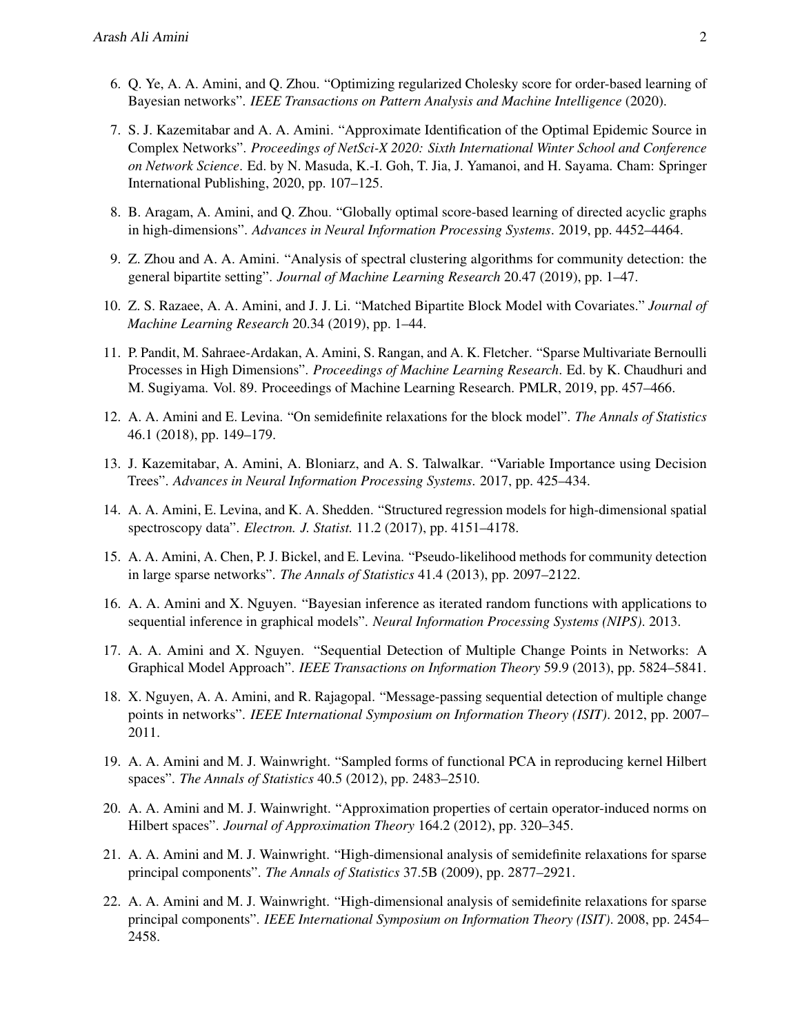6. Q. Ye, A. A. Amini, and Q. Zhou. "Optimizing regularized Cholesky score for order-based learning of Bayesian networks". *IEEE Transactions on Pattern Analysis and Machine Intelligence* (2020).
7. S. J. Kazemitabar and A. A. Amini. "Approximate Identification of the Optimal Epidemic Source in Complex Networks". *Proceedings of NetSci-X 2020: Sixth International Winter School and Conference on Network Science*. Ed. by N. Masuda, K.-I. Goh, T. Jia, J. Yamanoi, and H. Sayama. Cham: Springer International Publishing, 2020, pp. 107–125.
8. B. Aragam, A. Amini, and Q. Zhou. "Globally optimal score-based learning of directed acyclic graphs in high-dimensions". *Advances in Neural Information Processing Systems*. 2019, pp. 4452–4464.
9. Z. Zhou and A. A. Amini. "Analysis of spectral clustering algorithms for community detection: the general bipartite setting". *Journal of Machine Learning Research* 20.47 (2019), pp. 1–47.
10. Z. S. Razaee, A. A. Amini, and J. J. Li. "Matched Bipartite Block Model with Covariates." *Journal of Machine Learning Research* 20.34 (2019), pp. 1–44.
11. P. Pandit, M. Sahraee-Ardakan, A. Amini, S. Rangan, and A. K. Fletcher. "Sparse Multivariate Bernoulli Processes in High Dimensions". *Proceedings of Machine Learning Research*. Ed. by K. Chaudhuri and M. Sugiyama. Vol. 89. Proceedings of Machine Learning Research. PMLR, 2019, pp. 457–466.
12. A. A. Amini and E. Levina. "On semidefinite relaxations for the block model". *The Annals of Statistics* 46.1 (2018), pp. 149–179.
13. J. Kazemitabar, A. Amini, A. Bloniarz, and A. S. Talwalkar. "Variable Importance using Decision Trees". *Advances in Neural Information Processing Systems*. 2017, pp. 425–434.
14. A. A. Amini, E. Levina, and K. A. Shedden. "Structured regression models for high-dimensional spatial spectroscopy data". *Electron. J. Statist.* 11.2 (2017), pp. 4151–4178.
15. A. A. Amini, A. Chen, P. J. Bickel, and E. Levina. "Pseudo-likelihood methods for community detection in large sparse networks". *The Annals of Statistics* 41.4 (2013), pp. 2097–2122.
16. A. A. Amini and X. Nguyen. "Bayesian inference as iterated random functions with applications to sequential inference in graphical models". *Neural Information Processing Systems (NIPS)*. 2013.
17. A. A. Amini and X. Nguyen. "Sequential Detection of Multiple Change Points in Networks: A Graphical Model Approach". *IEEE Transactions on Information Theory* 59.9 (2013), pp. 5824–5841.
18. X. Nguyen, A. A. Amini, and R. Rajagopal. "Message-passing sequential detection of multiple change points in networks". *IEEE International Symposium on Information Theory (ISIT)*. 2012, pp. 2007–2011.
19. A. A. Amini and M. J. Wainwright. "Sampled forms of functional PCA in reproducing kernel Hilbert spaces". *The Annals of Statistics* 40.5 (2012), pp. 2483–2510.
20. A. A. Amini and M. J. Wainwright. "Approximation properties of certain operator-induced norms on Hilbert spaces". *Journal of Approximation Theory* 164.2 (2012), pp. 320–345.
21. A. A. Amini and M. J. Wainwright. "High-dimensional analysis of semidefinite relaxations for sparse principal components". *The Annals of Statistics* 37.5B (2009), pp. 2877–2921.
22. A. A. Amini and M. J. Wainwright. "High-dimensional analysis of semidefinite relaxations for sparse principal components". *IEEE International Symposium on Information Theory (ISIT)*. 2008, pp. 2454–2458.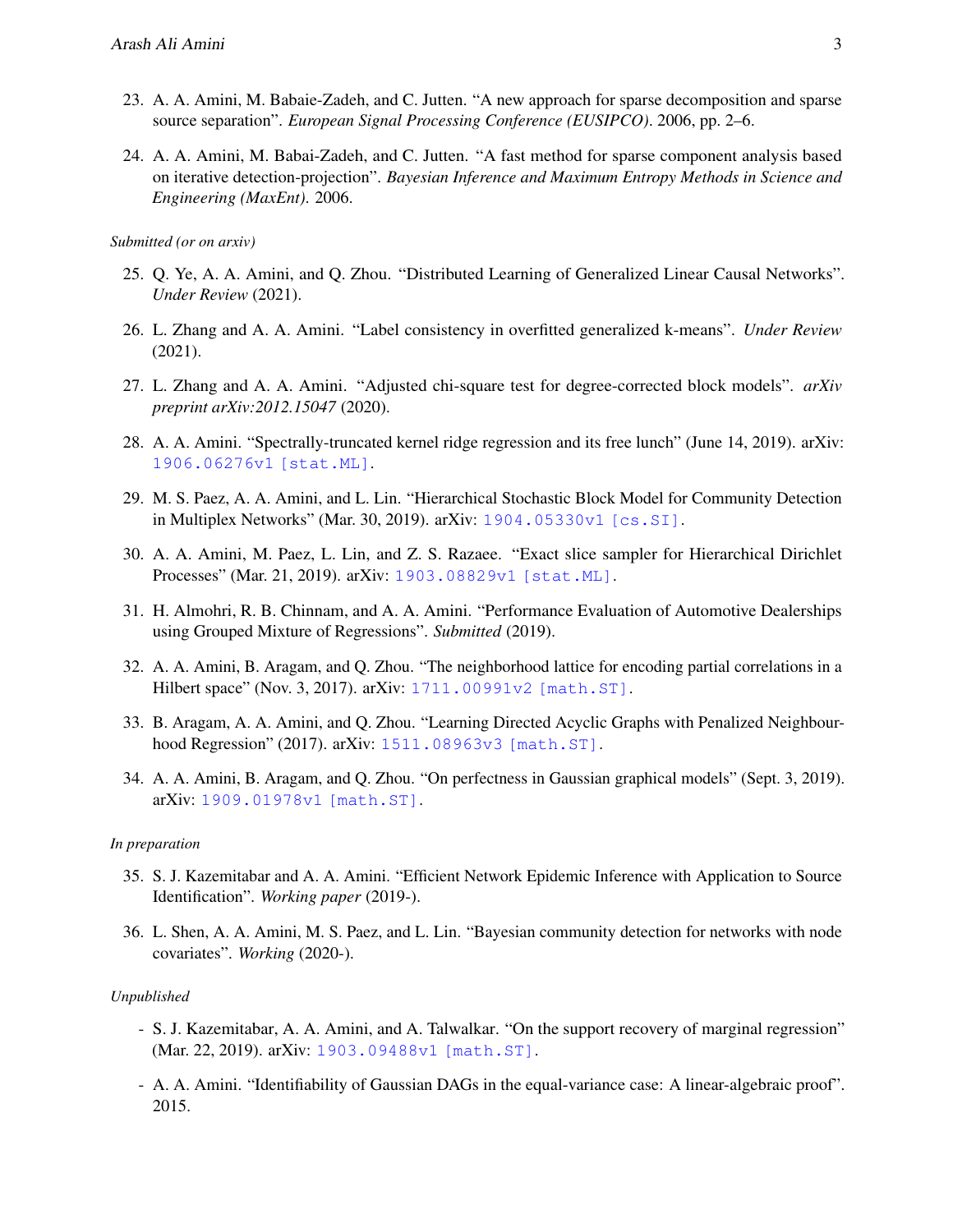23. A. A. Amini, M. Babaie-Zadeh, and C. Jutten. "A new approach for sparse decomposition and sparse source separation". *European Signal Processing Conference (EUSIPCO)*. 2006, pp. 2–6.

24. A. A. Amini, M. Babai-Zadeh, and C. Jutten. "A fast method for sparse component analysis based on iterative detection-projection". *Bayesian Inference and Maximum Entropy Methods in Science and Engineering (MaxEnt)*. 2006.

*Submitted (or on arxiv)*

25. Q. Ye, A. A. Amini, and Q. Zhou. "Distributed Learning of Generalized Linear Causal Networks". *Under Review* (2021).

26. L. Zhang and A. A. Amini. "Label consistency in overfitted generalized k-means". *Under Review* (2021).

27. L. Zhang and A. A. Amini. "Adjusted chi-square test for degree-corrected block models". *arXiv preprint arXiv:2012.15047* (2020).

28. A. A. Amini. "Spectrally-truncated kernel ridge regression and its free lunch" (June 14, 2019). arXiv: `1906.06276v1 [stat.ML]`.

29. M. S. Paez, A. A. Amini, and L. Lin. "Hierarchical Stochastic Block Model for Community Detection in Multiplex Networks" (Mar. 30, 2019). arXiv: `1904.05330v1 [cs.SI]`.

30. A. A. Amini, M. Paez, L. Lin, and Z. S. Razaee. "Exact slice sampler for Hierarchical Dirichlet Processes" (Mar. 21, 2019). arXiv: `1903.08829v1 [stat.ML]`.

31. H. Almohri, R. B. Chinnam, and A. A. Amini. "Performance Evaluation of Automotive Dealerships using Grouped Mixture of Regressions". *Submitted* (2019).

32. A. A. Amini, B. Aragam, and Q. Zhou. "The neighborhood lattice for encoding partial correlations in a Hilbert space" (Nov. 3, 2017). arXiv: `1711.00991v2 [math.ST]`.

33. B. Aragam, A. A. Amini, and Q. Zhou. "Learning Directed Acyclic Graphs with Penalized Neighbourhood Regression" (2017). arXiv: `1511.08963v3 [math.ST]`.

34. A. A. Amini, B. Aragam, and Q. Zhou. "On perfectness in Gaussian graphical models" (Sept. 3, 2019). arXiv: `1909.01978v1 [math.ST]`.

*In preparation*

35. S. J. Kazemitabar and A. A. Amini. "Efficient Network Epidemic Inference with Application to Source Identification". *Working paper* (2019-).

36. L. Shen, A. A. Amini, M. S. Paez, and L. Lin. "Bayesian community detection for networks with node covariates". *Working* (2020-).

*Unpublished*

- S. J. Kazemitabar, A. A. Amini, and A. Talwalkar. "On the support recovery of marginal regression" (Mar. 22, 2019). arXiv: `1903.09488v1 [math.ST]`.
- A. A. Amini. "Identifiability of Gaussian DAGs in the equal-variance case: A linear-algebraic proof". 2015.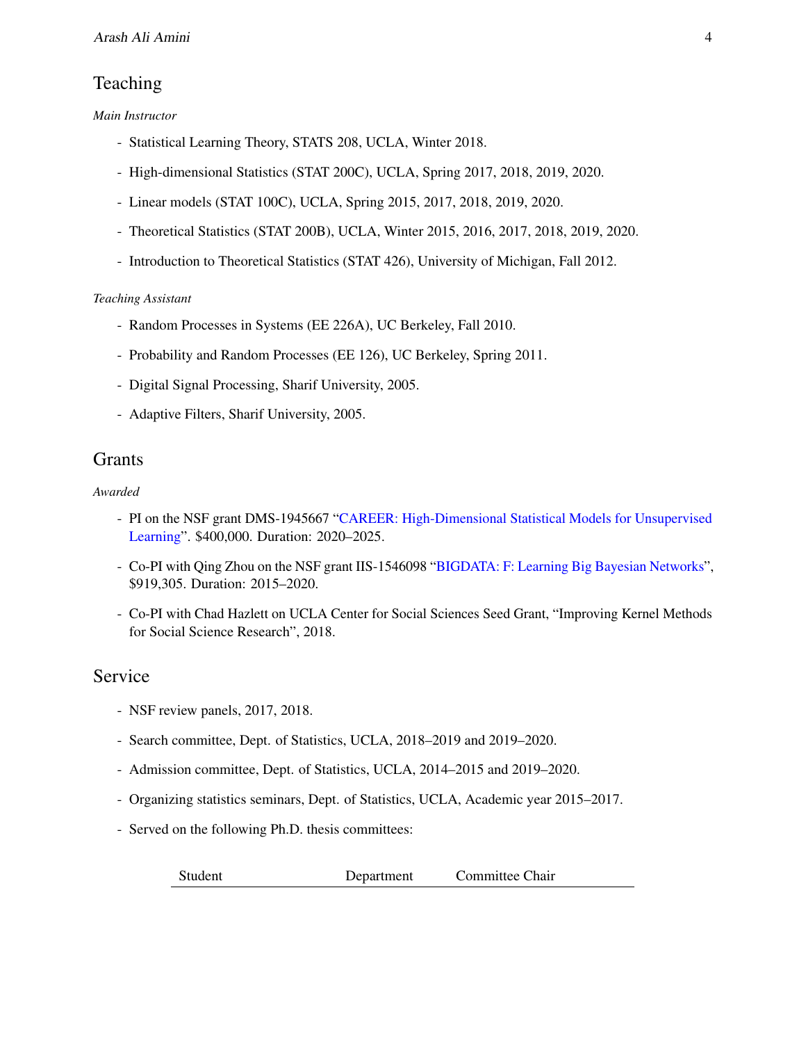## Teaching

*Main Instructor*

- Statistical Learning Theory, STATS 208, UCLA, Winter 2018.
- High-dimensional Statistics (STAT 200C), UCLA, Spring 2017, 2018, 2019, 2020.
- Linear models (STAT 100C), UCLA, Spring 2015, 2017, 2018, 2019, 2020.
- Theoretical Statistics (STAT 200B), UCLA, Winter 2015, 2016, 2017, 2018, 2019, 2020.
- Introduction to Theoretical Statistics (STAT 426), University of Michigan, Fall 2012.

*Teaching Assistant*

- Random Processes in Systems (EE 226A), UC Berkeley, Fall 2010.
- Probability and Random Processes (EE 126), UC Berkeley, Spring 2011.
- Digital Signal Processing, Sharif University, 2005.
- Adaptive Filters, Sharif University, 2005.

## Grants

*Awarded*

- PI on the NSF grant DMS-1945667 "CAREER: High-Dimensional Statistical Models for Unsupervised Learning". $400,000. Duration: 2020–2025.
- Co-PI with Qing Zhou on the NSF grant IIS-1546098 "BIGDATA: F: Learning Big Bayesian Networks", $919,305. Duration: 2015–2020.
- Co-PI with Chad Hazlett on UCLA Center for Social Sciences Seed Grant, "Improving Kernel Methods for Social Science Research", 2018.

## Service

- NSF review panels, 2017, 2018.
- Search committee, Dept. of Statistics, UCLA, 2018–2019 and 2019–2020.
- Admission committee, Dept. of Statistics, UCLA, 2014–2015 and 2019–2020.
- Organizing statistics seminars, Dept. of Statistics, UCLA, Academic year 2015–2017.
- Served on the following Ph.D. thesis committees:

| Student | Department | Committee Chair |
|---|---|---|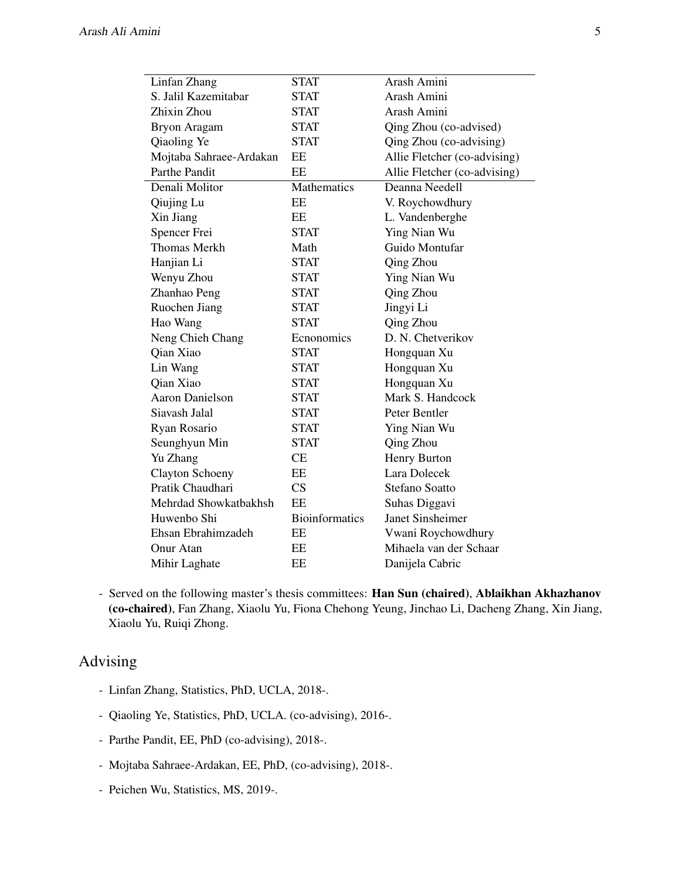| | | |
|---|---|---|
| Linfan Zhang | STAT | Arash Amini |
| S. Jalil Kazemitabar | STAT | Arash Amini |
| Zhixin Zhou | STAT | Arash Amini |
| Bryon Aragam | STAT | Qing Zhou (co-advised) |
| Qiaoling Ye | STAT | Qing Zhou (co-advising) |
| Mojtaba Sahraee-Ardakan | EE | Allie Fletcher (co-advising) |
| Parthe Pandit | EE | Allie Fletcher (co-advising) |
| Denali Molitor | Mathematics | Deanna Needell |
| Qiujing Lu | EE | V. Roychowdhury |
| Xin Jiang | EE | L. Vandenberghe |
| Spencer Frei | STAT | Ying Nian Wu |
| Thomas Merkh | Math | Guido Montufar |
| Hanjian Li | STAT | Qing Zhou |
| Wenyu Zhou | STAT | Ying Nian Wu |
| Zhanhao Peng | STAT | Qing Zhou |
| Ruochen Jiang | STAT | Jingyi Li |
| Hao Wang | STAT | Qing Zhou |
| Neng Chieh Chang | Ecnonomics | D. N. Chetverikov |
| Qian Xiao | STAT | Hongquan Xu |
| Lin Wang | STAT | Hongquan Xu |
| Qian Xiao | STAT | Hongquan Xu |
| Aaron Danielson | STAT | Mark S. Handcock |
| Siavash Jalal | STAT | Peter Bentler |
| Ryan Rosario | STAT | Ying Nian Wu |
| Seunghyun Min | STAT | Qing Zhou |
| Yu Zhang | CE | Henry Burton |
| Clayton Schoeny | EE | Lara Dolecek |
| Pratik Chaudhari | CS | Stefano Soatto |
| Mehrdad Showkatbakhsh | EE | Suhas Diggavi |
| Huwenbo Shi | Bioinformatics | Janet Sinsheimer |
| Ehsan Ebrahimzadeh | EE | Vwani Roychowdhury |
| Onur Atan | EE | Mihaela van der Schaar |
| Mihir Laghate | EE | Danijela Cabric |

- Served on the following master's thesis committees: **Han Sun (chaired)**, **Ablaikhan Akhazhanov (co-chaired)**, Fan Zhang, Xiaolu Yu, Fiona Chehong Yeung, Jinchao Li, Dacheng Zhang, Xin Jiang, Xiaolu Yu, Ruiqi Zhong.

## Advising

- Linfan Zhang, Statistics, PhD, UCLA, 2018-.
- Qiaoling Ye, Statistics, PhD, UCLA. (co-advising), 2016-.
- Parthe Pandit, EE, PhD (co-advising), 2018-.
- Mojtaba Sahraee-Ardakan, EE, PhD, (co-advising), 2018-.
- Peichen Wu, Statistics, MS, 2019-.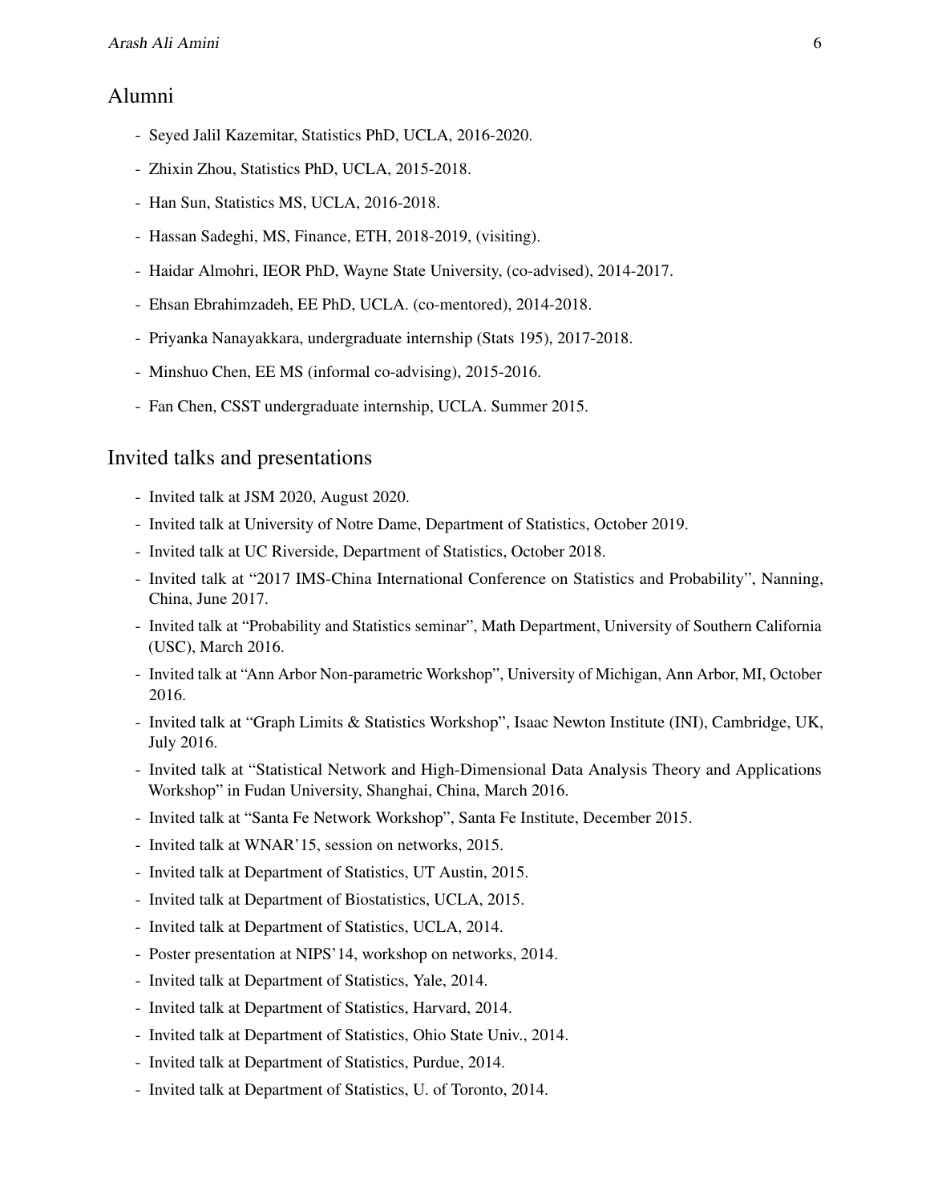## Alumni

- Seyed Jalil Kazemitar, Statistics PhD, UCLA, 2016-2020.
- Zhixin Zhou, Statistics PhD, UCLA, 2015-2018.
- Han Sun, Statistics MS, UCLA, 2016-2018.
- Hassan Sadeghi, MS, Finance, ETH, 2018-2019, (visiting).
- Haidar Almohri, IEOR PhD, Wayne State University, (co-advised), 2014-2017.
- Ehsan Ebrahimzadeh, EE PhD, UCLA. (co-mentored), 2014-2018.
- Priyanka Nanayakkara, undergraduate internship (Stats 195), 2017-2018.
- Minshuo Chen, EE MS (informal co-advising), 2015-2016.
- Fan Chen, CSST undergraduate internship, UCLA. Summer 2015.

## Invited talks and presentations

- Invited talk at JSM 2020, August 2020.
- Invited talk at University of Notre Dame, Department of Statistics, October 2019.
- Invited talk at UC Riverside, Department of Statistics, October 2018.
- Invited talk at "2017 IMS-China International Conference on Statistics and Probability", Nanning, China, June 2017.
- Invited talk at "Probability and Statistics seminar", Math Department, University of Southern California (USC), March 2016.
- Invited talk at "Ann Arbor Non-parametric Workshop", University of Michigan, Ann Arbor, MI, October 2016.
- Invited talk at "Graph Limits & Statistics Workshop", Isaac Newton Institute (INI), Cambridge, UK, July 2016.
- Invited talk at "Statistical Network and High-Dimensional Data Analysis Theory and Applications Workshop" in Fudan University, Shanghai, China, March 2016.
- Invited talk at "Santa Fe Network Workshop", Santa Fe Institute, December 2015.
- Invited talk at WNAR'15, session on networks, 2015.
- Invited talk at Department of Statistics, UT Austin, 2015.
- Invited talk at Department of Biostatistics, UCLA, 2015.
- Invited talk at Department of Statistics, UCLA, 2014.
- Poster presentation at NIPS'14, workshop on networks, 2014.
- Invited talk at Department of Statistics, Yale, 2014.
- Invited talk at Department of Statistics, Harvard, 2014.
- Invited talk at Department of Statistics, Ohio State Univ., 2014.
- Invited talk at Department of Statistics, Purdue, 2014.
- Invited talk at Department of Statistics, U. of Toronto, 2014.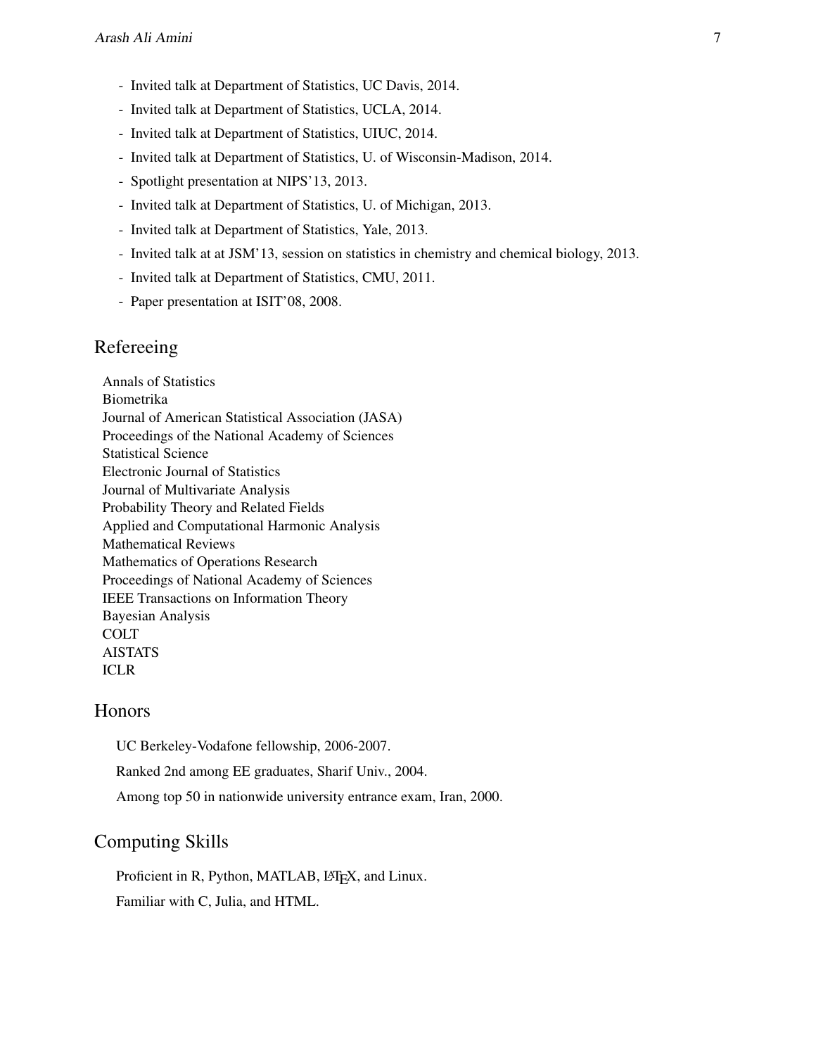- Invited talk at Department of Statistics, UC Davis, 2014.
- Invited talk at Department of Statistics, UCLA, 2014.
- Invited talk at Department of Statistics, UIUC, 2014.
- Invited talk at Department of Statistics, U. of Wisconsin-Madison, 2014.
- Spotlight presentation at NIPS'13, 2013.
- Invited talk at Department of Statistics, U. of Michigan, 2013.
- Invited talk at Department of Statistics, Yale, 2013.
- Invited talk at at JSM'13, session on statistics in chemistry and chemical biology, 2013.
- Invited talk at Department of Statistics, CMU, 2011.
- Paper presentation at ISIT'08, 2008.

## Refereeing

Annals of Statistics
Biometrika
Journal of American Statistical Association (JASA)
Proceedings of the National Academy of Sciences
Statistical Science
Electronic Journal of Statistics
Journal of Multivariate Analysis
Probability Theory and Related Fields
Applied and Computational Harmonic Analysis
Mathematical Reviews
Mathematics of Operations Research
Proceedings of National Academy of Sciences
IEEE Transactions on Information Theory
Bayesian Analysis
COLT
AISTATS
ICLR

## Honors

UC Berkeley-Vodafone fellowship, 2006-2007.

Ranked 2nd among EE graduates, Sharif Univ., 2004.

Among top 50 in nationwide university entrance exam, Iran, 2000.

## Computing Skills

Proficient in R, Python, MATLAB, LaTeX, and Linux.

Familiar with C, Julia, and HTML.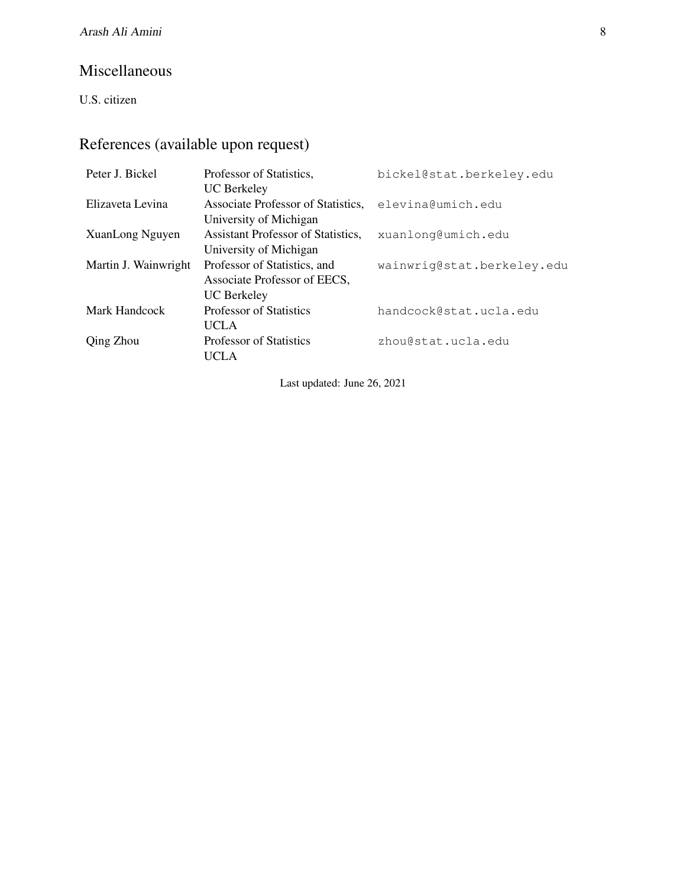## Miscellaneous

U.S. citizen

## References (available upon request)

| | | |
|---|---|---|
| Peter J. Bickel | Professor of Statistics, UC Berkeley | bickel@stat.berkeley.edu |
| Elizaveta Levina | Associate Professor of Statistics, University of Michigan | elevina@umich.edu |
| XuanLong Nguyen | Assistant Professor of Statistics, University of Michigan | xuanlong@umich.edu |
| Martin J. Wainwright | Professor of Statistics, and Associate Professor of EECS, UC Berkeley | wainwrig@stat.berkeley.edu |
| Mark Handcock | Professor of Statistics UCLA | handcock@stat.ucla.edu |
| Qing Zhou | Professor of Statistics UCLA | zhou@stat.ucla.edu |

Last updated: June 26, 2021